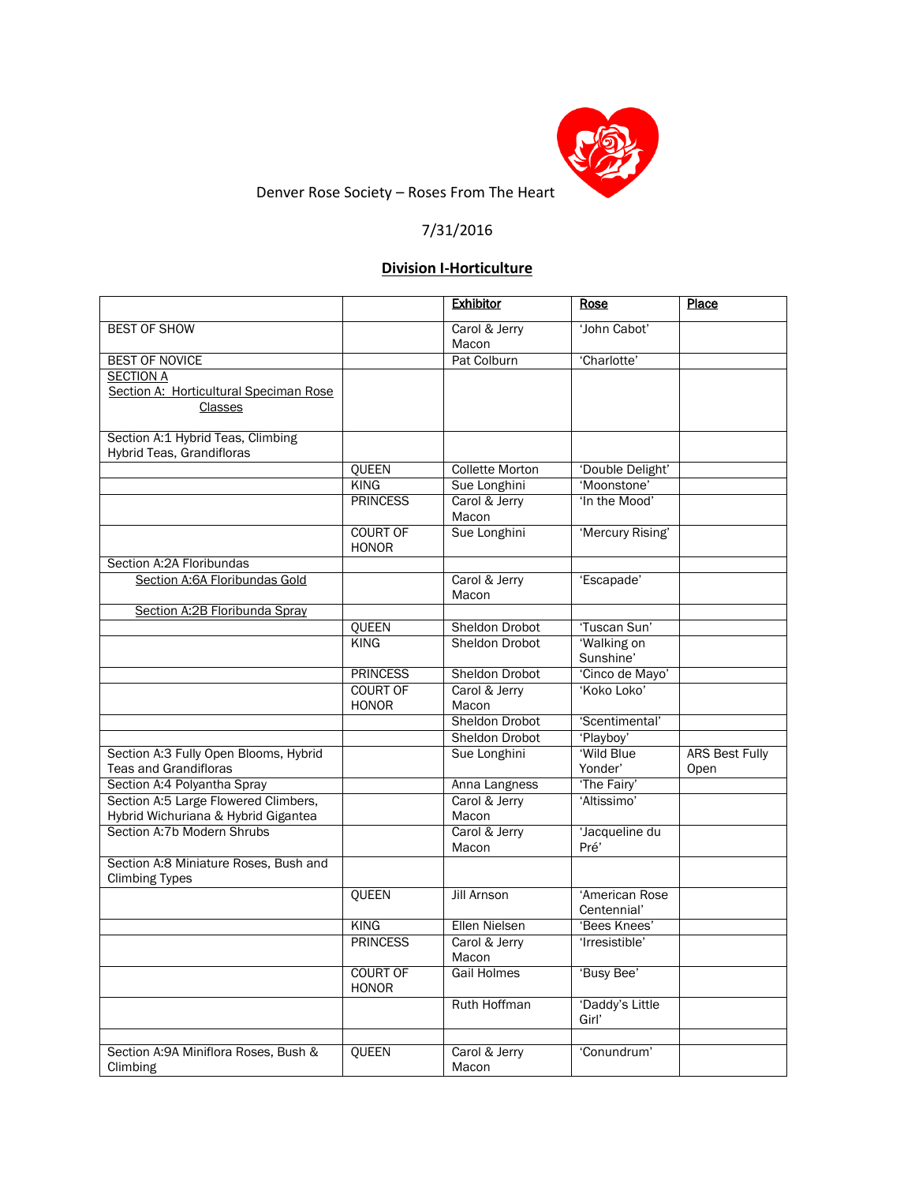Denver Rose Society – Roses From The Heart

7/31/2016

## Division I-Horticulture

| | | Exhibitor | Rose | Place |
|---|---|---|---|---|
| BEST OF SHOW | | Carol & Jerry Macon | 'John Cabot' | |
| BEST OF NOVICE | | Pat Colburn | 'Charlotte' | |
| SECTION A<br>Section A: Horticultural Speciman Rose Classes | | | | |
| Section A:1 Hybrid Teas, Climbing Hybrid Teas, Grandifloras | | | | |
| | QUEEN | Collette Morton | 'Double Delight' | |
| | KING | Sue Longhini | 'Moonstone' | |
| | PRINCESS | Carol & Jerry Macon | 'In the Mood' | |
| | COURT OF HONOR | Sue Longhini | 'Mercury Rising' | |
| Section A:2A Floribundas | | | | |
| Section A:6A Floribundas Gold | | Carol & Jerry Macon | 'Escapade' | |
| Section A:2B Floribunda Spray | | | | |
| | QUEEN | Sheldon Drobot | 'Tuscan Sun' | |
| | KING | Sheldon Drobot | 'Walking on Sunshine' | |
| | PRINCESS | Sheldon Drobot | 'Cinco de Mayo' | |
| | COURT OF HONOR | Carol & Jerry Macon | 'Koko Loko' | |
| | | Sheldon Drobot | 'Scentimental' | |
| | | Sheldon Drobot | 'Playboy' | |
| Section A:3 Fully Open Blooms, Hybrid Teas and Grandifloras | | Sue Longhini | 'Wild Blue Yonder' | ARS Best Fully Open |
| Section A:4 Polyantha Spray | | Anna Langness | 'The Fairy' | |
| Section A:5 Large Flowered Climbers, Hybrid Wichuriana & Hybrid Gigantea | | Carol & Jerry Macon | 'Altissimo' | |
| Section A:7b Modern Shrubs | | Carol & Jerry Macon | 'Jacqueline du Pré' | |
| Section A:8 Miniature Roses, Bush and Climbing Types | | | | |
| | QUEEN | Jill Arnson | 'American Rose Centennial' | |
| | KING | Ellen Nielsen | 'Bees Knees' | |
| | PRINCESS | Carol & Jerry Macon | 'Irresistible' | |
| | COURT OF HONOR | Gail Holmes | 'Busy Bee' | |
| | | Ruth Hoffman | 'Daddy's Little Girl' | |
| | | | | |
| Section A:9A Miniflora Roses, Bush & Climbing | QUEEN | Carol & Jerry Macon | 'Conundrum' | |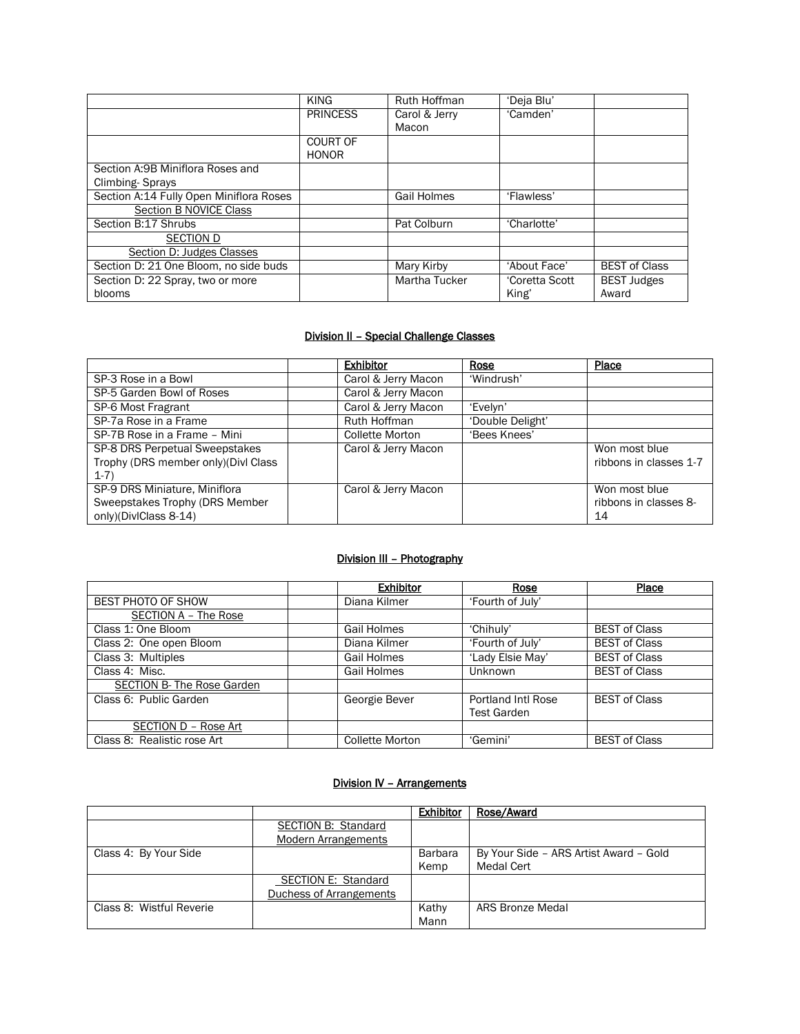| | | | | |
|---|---|---|---|---|
| | KING | Ruth Hoffman | 'Deja Blu' | |
| | PRINCESS | Carol & Jerry Macon | 'Camden' | |
| | COURT OF HONOR | | | |
| Section A:9B Miniflora Roses and Climbing- Sprays | | | | |
| Section A:14 Fully Open Miniflora Roses | | Gail Holmes | 'Flawless' | |
| Section B NOVICE Class | | | | |
| Section B:17 Shrubs | | Pat Colburn | 'Charlotte' | |
| SECTION D | | | | |
| Section D: Judges Classes | | | | |
| Section D: 21 One Bloom, no side buds | | Mary Kirby | 'About Face' | BEST of Class |
| Section D: 22 Spray, two or more blooms | | Martha Tucker | 'Coretta Scott King' | BEST Judges Award |

## Division II – Special Challenge Classes

| | | Exhibitor | Rose | Place |
|---|---|---|---|---|
| SP-3 Rose in a Bowl | | Carol & Jerry Macon | 'Windrush' | |
| SP-5 Garden Bowl of Roses | | Carol & Jerry Macon | | |
| SP-6 Most Fragrant | | Carol & Jerry Macon | 'Evelyn' | |
| SP-7a Rose in a Frame | | Ruth Hoffman | 'Double Delight' | |
| SP-7B Rose in a Frame – Mini | | Collette Morton | 'Bees Knees' | |
| SP-8 DRS Perpetual Sweepstakes Trophy (DRS member only)(Divl Class 1-7) | | Carol & Jerry Macon | | Won most blue ribbons in classes 1-7 |
| SP-9 DRS Miniature, Miniflora Sweepstakes Trophy (DRS Member only)(DivlClass 8-14) | | Carol & Jerry Macon | | Won most blue ribbons in classes 8-14 |

## Division III – Photography

| | | Exhibitor | Rose | Place |
|---|---|---|---|---|
| BEST PHOTO OF SHOW | | Diana Kilmer | 'Fourth of July' | |
| SECTION A – The Rose | | | | |
| Class 1: One Bloom | | Gail Holmes | 'Chihuly' | BEST of Class |
| Class 2: One open Bloom | | Diana Kilmer | 'Fourth of July' | BEST of Class |
| Class 3: Multiples | | Gail Holmes | 'Lady Elsie May' | BEST of Class |
| Class 4: Misc. | | Gail Holmes | Unknown | BEST of Class |
| SECTION B- The Rose Garden | | | | |
| Class 6: Public Garden | | Georgie Bever | Portland Intl Rose Test Garden | BEST of Class |
| SECTION D – Rose Art | | | | |
| Class 8: Realistic rose Art | | Collette Morton | 'Gemini' | BEST of Class |

## Division IV – Arrangements

| | | Exhibitor | Rose/Award |
|---|---|---|---|
| | SECTION B: Standard Modern Arrangements | | |
| Class 4: By Your Side | | Barbara Kemp | By Your Side – ARS Artist Award – Gold Medal Cert |
| | SECTION E: Standard Duchess of Arrangements | | |
| Class 8: Wistful Reverie | | Kathy Mann | ARS Bronze Medal |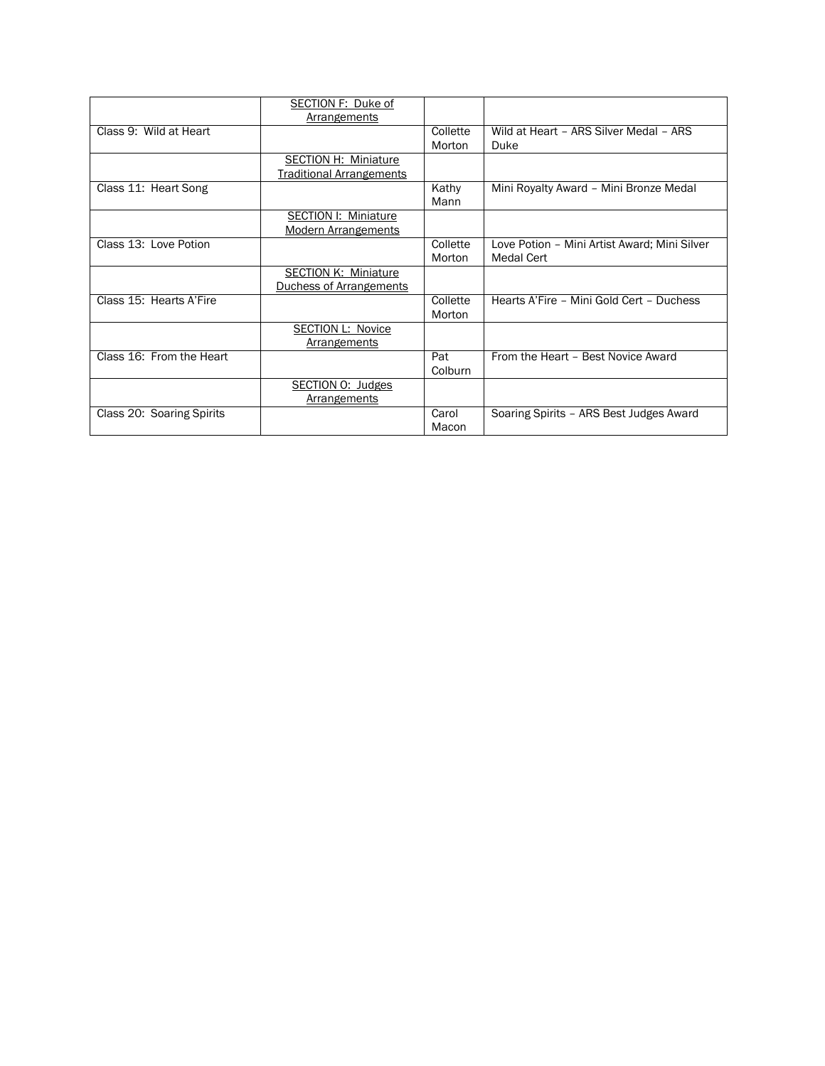| | | | |
|---|---|---|---|
| | SECTION F: Duke of Arrangements | | |
| Class 9: Wild at Heart | | Collette Morton | Wild at Heart – ARS Silver Medal – ARS Duke |
| | SECTION H: Miniature Traditional Arrangements | | |
| Class 11: Heart Song | | Kathy Mann | Mini Royalty Award – Mini Bronze Medal |
| | SECTION I: Miniature Modern Arrangements | | |
| Class 13: Love Potion | | Collette Morton | Love Potion – Mini Artist Award; Mini Silver Medal Cert |
| | SECTION K: Miniature Duchess of Arrangements | | |
| Class 15: Hearts A'Fire | | Collette Morton | Hearts A'Fire – Mini Gold Cert – Duchess |
| | SECTION L: Novice Arrangements | | |
| Class 16: From the Heart | | Pat Colburn | From the Heart – Best Novice Award |
| | SECTION O: Judges Arrangements | | |
| Class 20: Soaring Spirits | | Carol Macon | Soaring Spirits – ARS Best Judges Award |